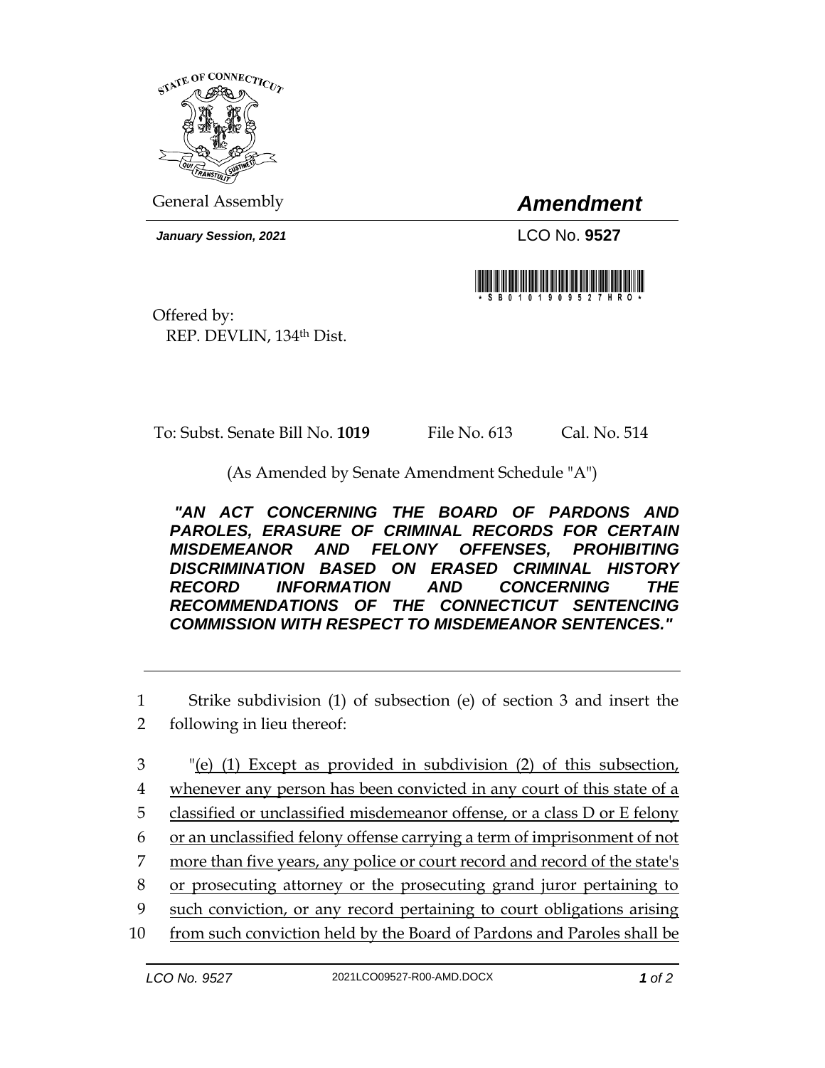General Assembly

# *Amendment*

***January Session, 2021***

LCO No. **9527**

Offered by:
REP. DEVLIN, 134th Dist.

To: Subst. Senate Bill No. **1019** File No. 613 Cal. No. 514

(As Amended by Senate Amendment Schedule "A")

***"AN ACT CONCERNING THE BOARD OF PARDONS AND PAROLES, ERASURE OF CRIMINAL RECORDS FOR CERTAIN MISDEMEANOR AND FELONY OFFENSES, PROHIBITING DISCRIMINATION BASED ON ERASED CRIMINAL HISTORY RECORD INFORMATION AND CONCERNING THE RECOMMENDATIONS OF THE CONNECTICUT SENTENCING COMMISSION WITH RESPECT TO MISDEMEANOR SENTENCES."***

---

1 Strike subdivision (1) of subsection (e) of section 3 and insert the
2 following in lieu thereof:

3 "<u>(e) (1) Except as provided in subdivision (2) of this subsection,</u>
4 <u>whenever any person has been convicted in any court of this state of a</u>
5 <u>classified or unclassified misdemeanor offense, or a class D or E felony</u>
6 <u>or an unclassified felony offense carrying a term of imprisonment of not</u>
7 <u>more than five years, any police or court record and record of the state's</u>
8 <u>or prosecuting attorney or the prosecuting grand juror pertaining to</u>
9 <u>such conviction, or any record pertaining to court obligations arising</u>
10 <u>from such conviction held by the Board of Pardons and Paroles shall be</u>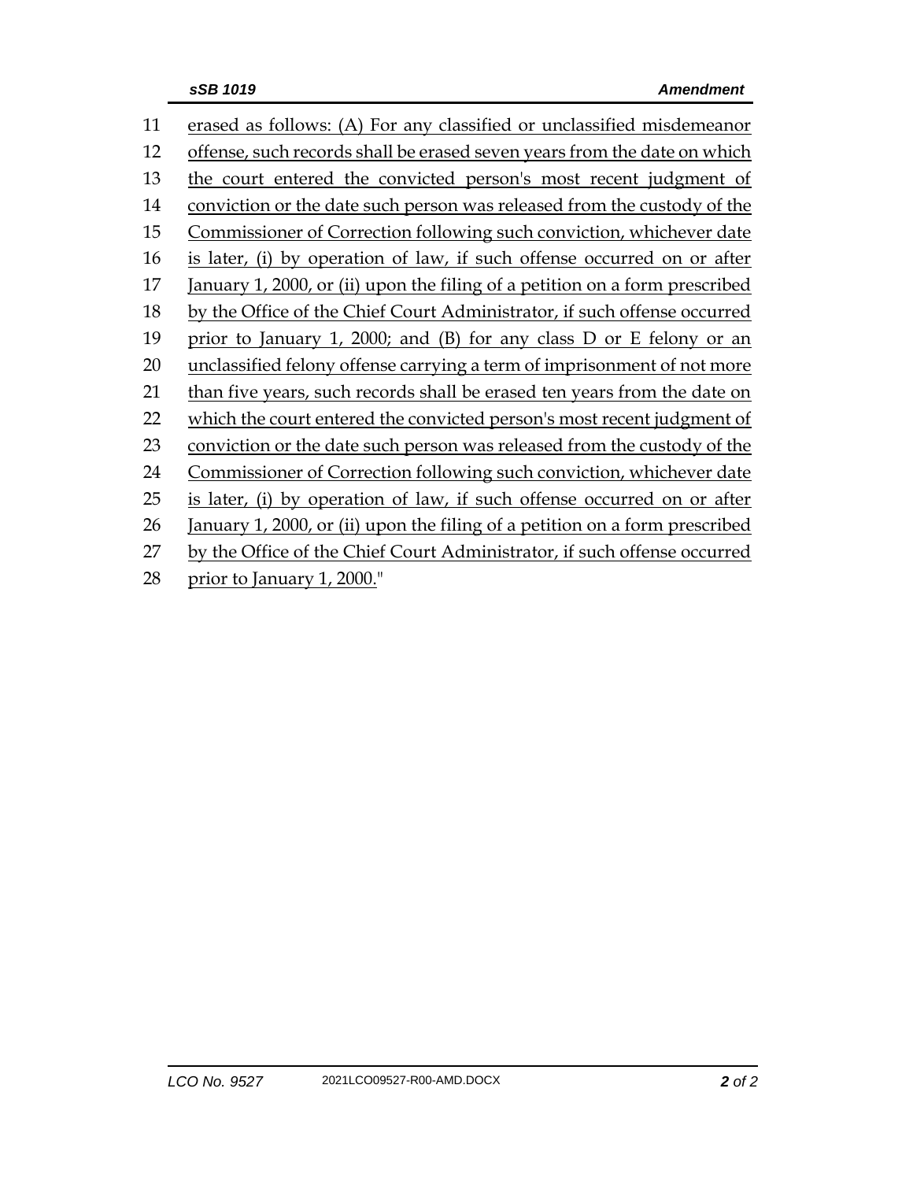11 erased as follows: (A) For any classified or unclassified misdemeanor
12 offense, such records shall be erased seven years from the date on which
13 the court entered the convicted person's most recent judgment of
14 conviction or the date such person was released from the custody of the
15 Commissioner of Correction following such conviction, whichever date
16 is later, (i) by operation of law, if such offense occurred on or after
17 January 1, 2000, or (ii) upon the filing of a petition on a form prescribed
18 by the Office of the Chief Court Administrator, if such offense occurred
19 prior to January 1, 2000; and (B) for any class D or E felony or an
20 unclassified felony offense carrying a term of imprisonment of not more
21 than five years, such records shall be erased ten years from the date on
22 which the court entered the convicted person's most recent judgment of
23 conviction or the date such person was released from the custody of the
24 Commissioner of Correction following such conviction, whichever date
25 is later, (i) by operation of law, if such offense occurred on or after
26 January 1, 2000, or (ii) upon the filing of a petition on a form prescribed
27 by the Office of the Chief Court Administrator, if such offense occurred
28 prior to January 1, 2000."